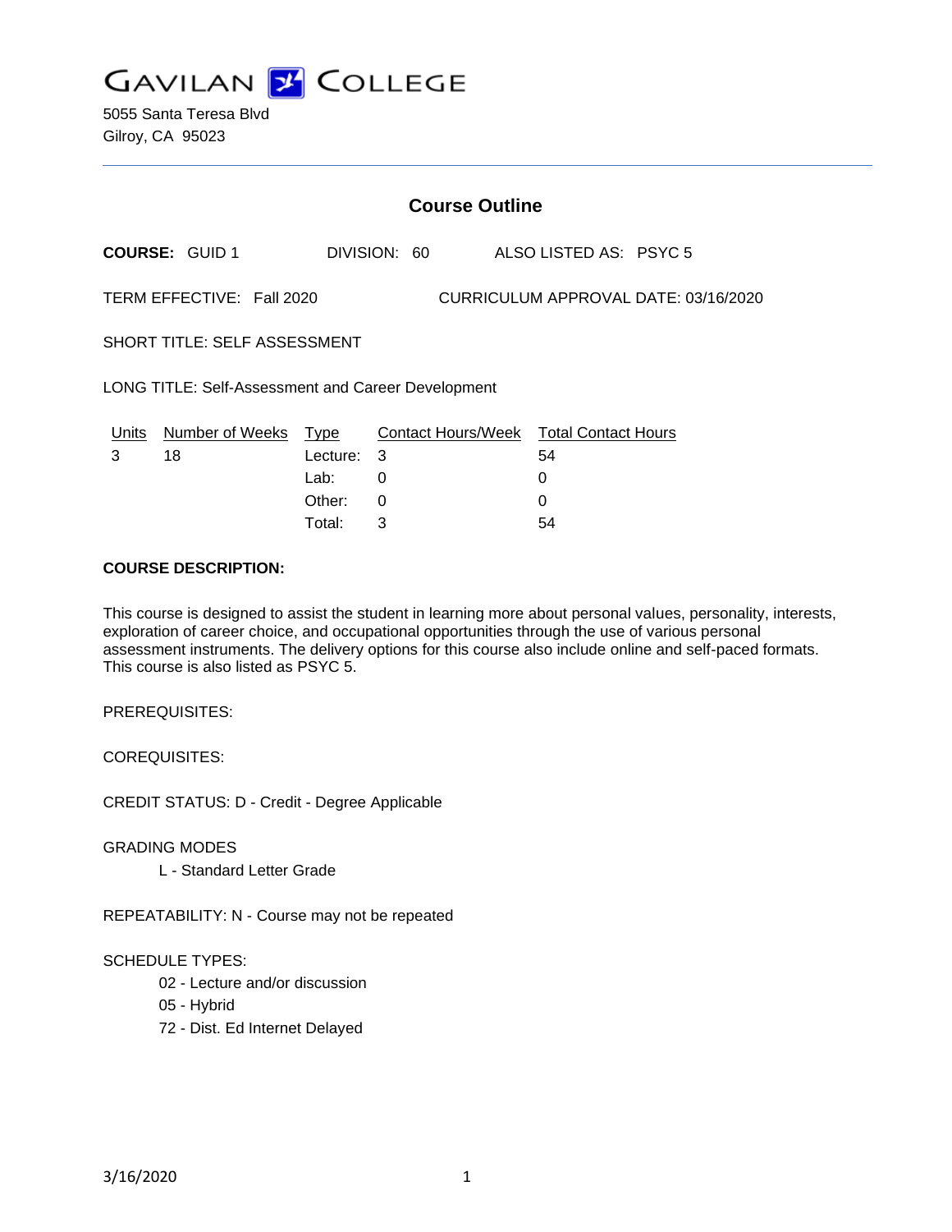# GAVILAN COLLEGE

5055 Santa Teresa Blvd
Gilroy, CA 95023

## Course Outline

**COURSE:** GUID 1 DIVISION: 60 ALSO LISTED AS: PSYC 5

TERM EFFECTIVE: Fall 2020 CURRICULUM APPROVAL DATE: 03/16/2020

SHORT TITLE: SELF ASSESSMENT

LONG TITLE: Self-Assessment and Career Development

| Units | Number of Weeks | Type | Contact Hours/Week | Total Contact Hours |
|---|---|---|---|---|
| 3 | 18 | Lecture: | 3 | 54 |
| | | Lab: | 0 | 0 |
| | | Other: | 0 | 0 |
| | | Total: | 3 | 54 |

**COURSE DESCRIPTION:**

This course is designed to assist the student in learning more about personal values, personality, interests, exploration of career choice, and occupational opportunities through the use of various personal assessment instruments. The delivery options for this course also include online and self-paced formats. This course is also listed as PSYC 5.

PREREQUISITES:

COREQUISITES:

CREDIT STATUS: D - Credit - Degree Applicable

GRADING MODES

- L - Standard Letter Grade

REPEATABILITY: N - Course may not be repeated

SCHEDULE TYPES:

- 02 - Lecture and/or discussion
- 05 - Hybrid
- 72 - Dist. Ed Internet Delayed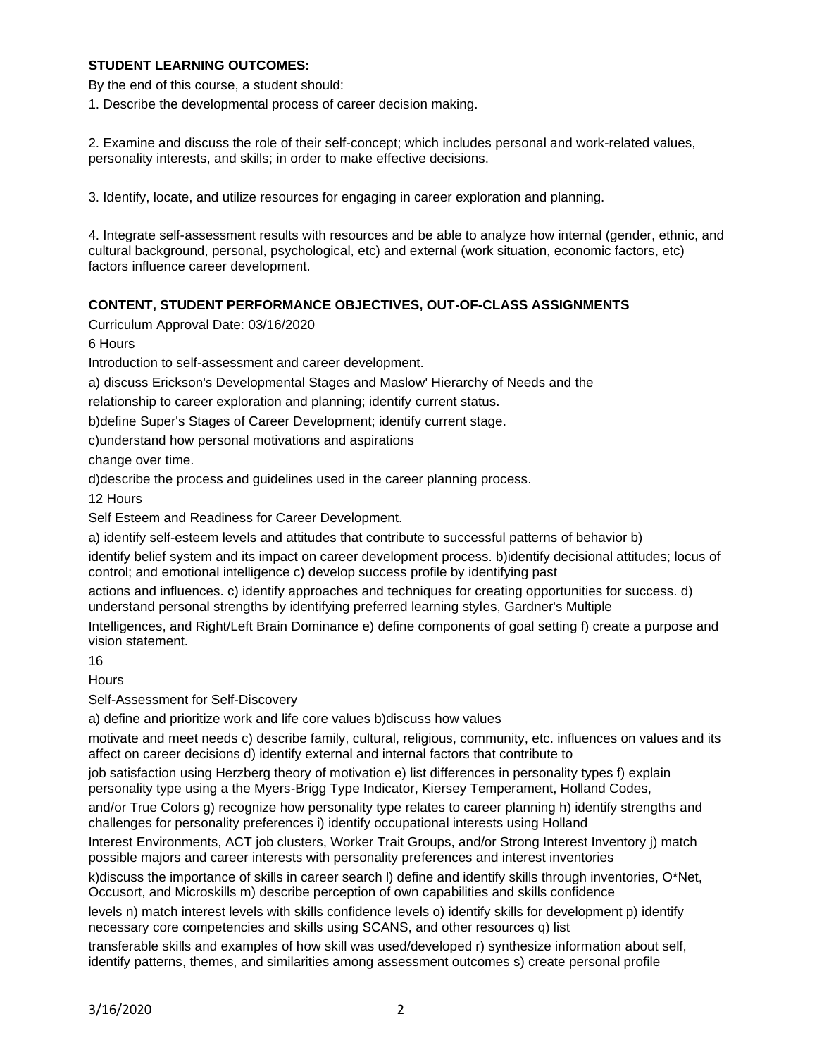**STUDENT LEARNING OUTCOMES:**

By the end of this course, a student should:

1. Describe the developmental process of career decision making.

2. Examine and discuss the role of their self-concept; which includes personal and work-related values, personality interests, and skills; in order to make effective decisions.

3. Identify, locate, and utilize resources for engaging in career exploration and planning.

4. Integrate self-assessment results with resources and be able to analyze how internal (gender, ethnic, and cultural background, personal, psychological, etc) and external (work situation, economic factors, etc) factors influence career development.

**CONTENT, STUDENT PERFORMANCE OBJECTIVES, OUT-OF-CLASS ASSIGNMENTS**

Curriculum Approval Date: 03/16/2020

6 Hours

Introduction to self-assessment and career development.

a) discuss Erickson's Developmental Stages and Maslow' Hierarchy of Needs and the relationship to career exploration and planning; identify current status.

b)define Super's Stages of Career Development; identify current stage.

c)understand how personal motivations and aspirations change over time.

d)describe the process and guidelines used in the career planning process.

12 Hours

Self Esteem and Readiness for Career Development.

a) identify self-esteem levels and attitudes that contribute to successful patterns of behavior b) identify belief system and its impact on career development process. b)identify decisional attitudes; locus of control; and emotional intelligence c) develop success profile by identifying past actions and influences. c) identify approaches and techniques for creating opportunities for success. d) understand personal strengths by identifying preferred learning styles, Gardner's Multiple Intelligences, and Right/Left Brain Dominance e) define components of goal setting f) create a purpose and vision statement.

16 Hours

Self-Assessment for Self-Discovery

a) define and prioritize work and life core values b)discuss how values motivate and meet needs c) describe family, cultural, religious, community, etc. influences on values and its affect on career decisions d) identify external and internal factors that contribute to job satisfaction using Herzberg theory of motivation e) list differences in personality types f) explain personality type using a the Myers-Brigg Type Indicator, Kiersey Temperament, Holland Codes, and/or True Colors g) recognize how personality type relates to career planning h) identify strengths and challenges for personality preferences i) identify occupational interests using Holland Interest Environments, ACT job clusters, Worker Trait Groups, and/or Strong Interest Inventory j) match possible majors and career interests with personality preferences and interest inventories k)discuss the importance of skills in career search l) define and identify skills through inventories, O*Net, Occusort, and Microskills m) describe perception of own capabilities and skills confidence levels n) match interest levels with skills confidence levels o) identify skills for development p) identify necessary core competencies and skills using SCANS, and other resources q) list transferable skills and examples of how skill was used/developed r) synthesize information about self, identify patterns, themes, and similarities among assessment outcomes s) create personal profile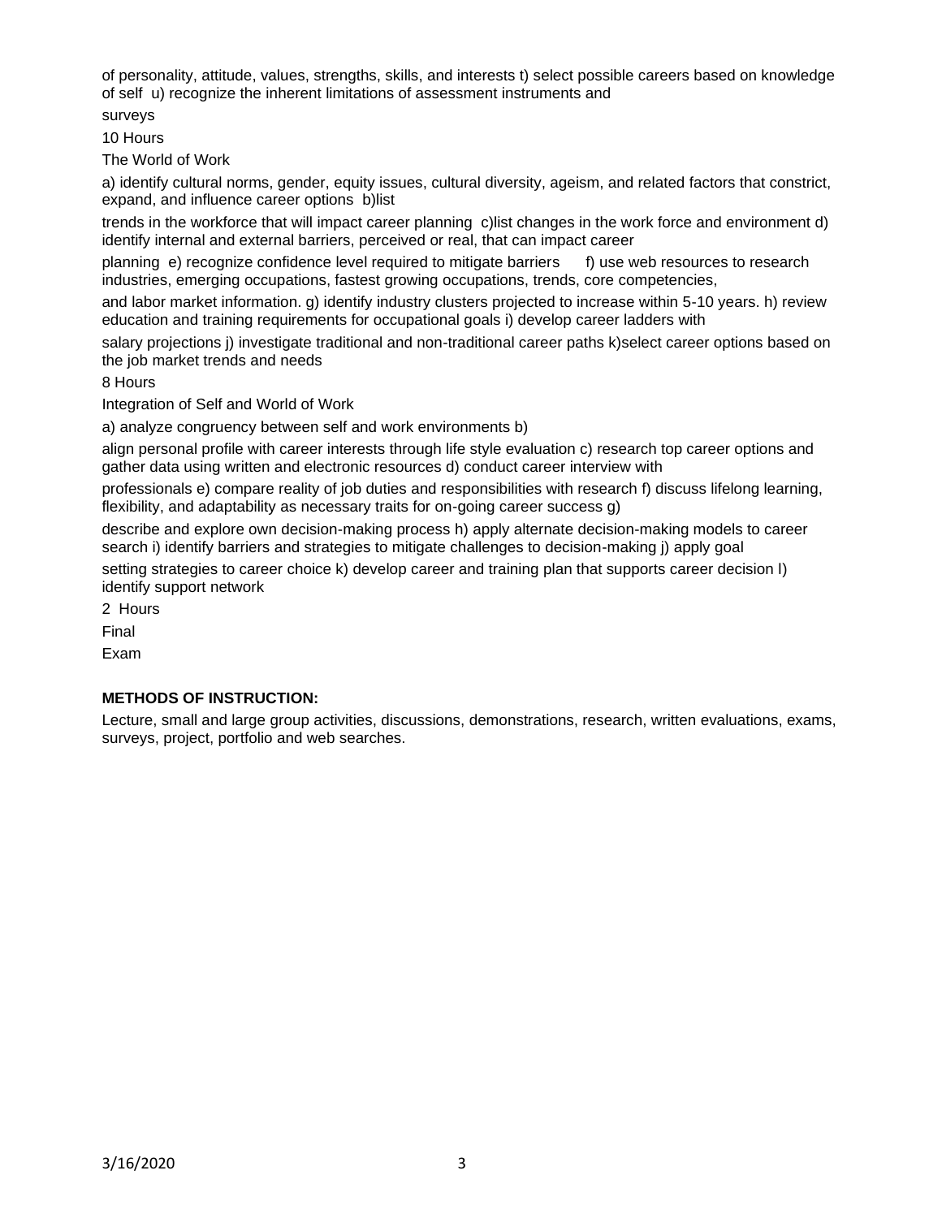of personality, attitude, values, strengths, skills, and interests t) select possible careers based on knowledge of self u) recognize the inherent limitations of assessment instruments and surveys

10 Hours

The World of Work

a) identify cultural norms, gender, equity issues, cultural diversity, ageism, and related factors that constrict, expand, and influence career options b)list trends in the workforce that will impact career planning c)list changes in the work force and environment d) identify internal and external barriers, perceived or real, that can impact career planning e) recognize confidence level required to mitigate barriers f) use web resources to research industries, emerging occupations, fastest growing occupations, trends, core competencies, and labor market information. g) identify industry clusters projected to increase within 5-10 years. h) review education and training requirements for occupational goals i) develop career ladders with salary projections j) investigate traditional and non-traditional career paths k)select career options based on the job market trends and needs

8 Hours

Integration of Self and World of Work

a) analyze congruency between self and work environments b) align personal profile with career interests through life style evaluation c) research top career options and gather data using written and electronic resources d) conduct career interview with professionals e) compare reality of job duties and responsibilities with research f) discuss lifelong learning, flexibility, and adaptability as necessary traits for on-going career success g) describe and explore own decision-making process h) apply alternate decision-making models to career search i) identify barriers and strategies to mitigate challenges to decision-making j) apply goal setting strategies to career choice k) develop career and training plan that supports career decision l) identify support network

2 Hours

Final

Exam

**METHODS OF INSTRUCTION:**

Lecture, small and large group activities, discussions, demonstrations, research, written evaluations, exams, surveys, project, portfolio and web searches.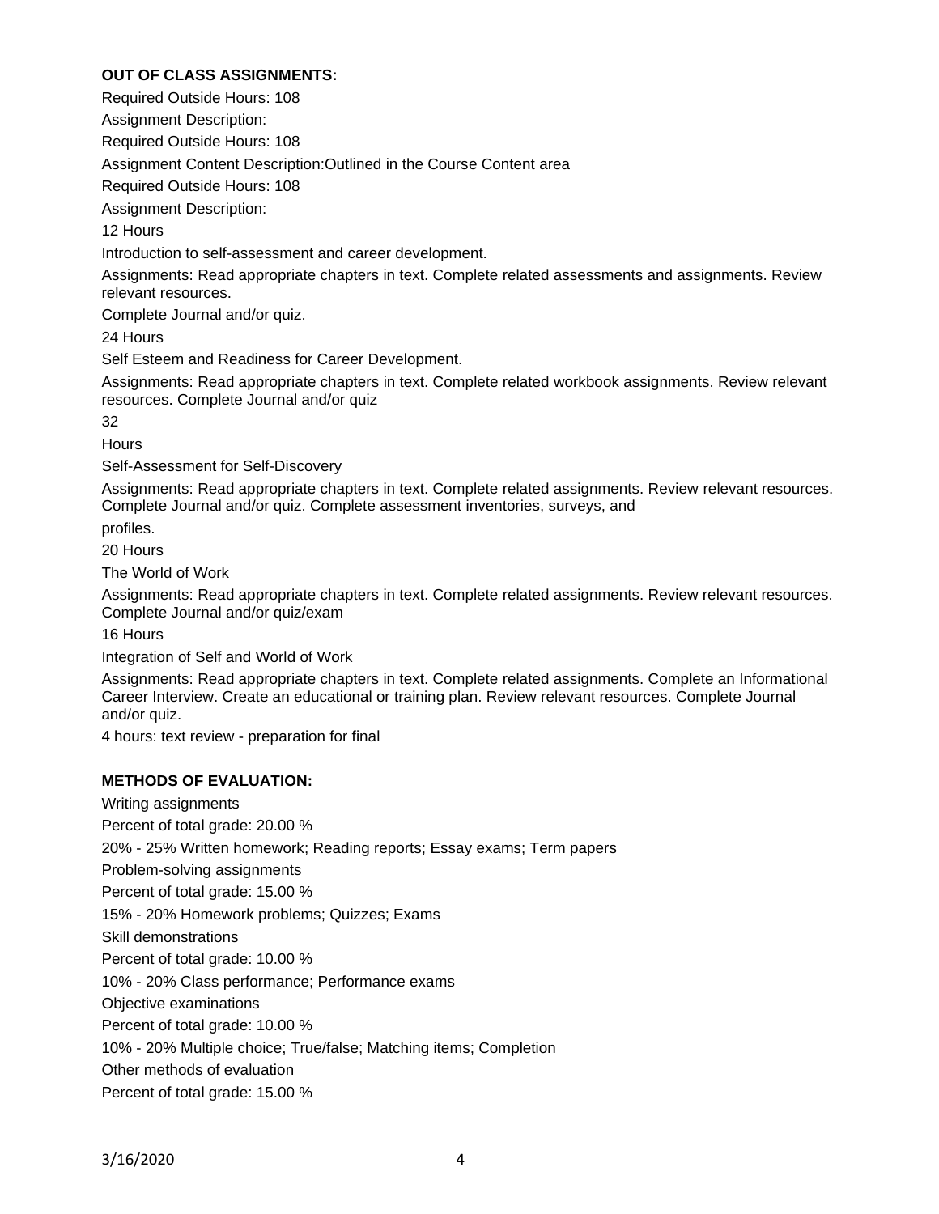**OUT OF CLASS ASSIGNMENTS:**

Required Outside Hours: 108

Assignment Description:

Required Outside Hours: 108

Assignment Content Description:Outlined in the Course Content area

Required Outside Hours: 108

Assignment Description:

12 Hours

Introduction to self-assessment and career development.

Assignments: Read appropriate chapters in text. Complete related assessments and assignments. Review relevant resources.

Complete Journal and/or quiz.

24 Hours

Self Esteem and Readiness for Career Development.

Assignments: Read appropriate chapters in text. Complete related workbook assignments. Review relevant resources. Complete Journal and/or quiz

32

Hours

Self-Assessment for Self-Discovery

Assignments: Read appropriate chapters in text. Complete related assignments. Review relevant resources. Complete Journal and/or quiz. Complete assessment inventories, surveys, and profiles.

20 Hours

The World of Work

Assignments: Read appropriate chapters in text. Complete related assignments. Review relevant resources. Complete Journal and/or quiz/exam

16 Hours

Integration of Self and World of Work

Assignments: Read appropriate chapters in text. Complete related assignments. Complete an Informational Career Interview. Create an educational or training plan. Review relevant resources. Complete Journal and/or quiz.

4 hours: text review - preparation for final

**METHODS OF EVALUATION:**

Writing assignments

Percent of total grade: 20.00 %

20% - 25% Written homework; Reading reports; Essay exams; Term papers

Problem-solving assignments

Percent of total grade: 15.00 %

15% - 20% Homework problems; Quizzes; Exams

Skill demonstrations

Percent of total grade: 10.00 %

10% - 20% Class performance; Performance exams

Objective examinations

Percent of total grade: 10.00 %

10% - 20% Multiple choice; True/false; Matching items; Completion

Other methods of evaluation

Percent of total grade: 15.00 %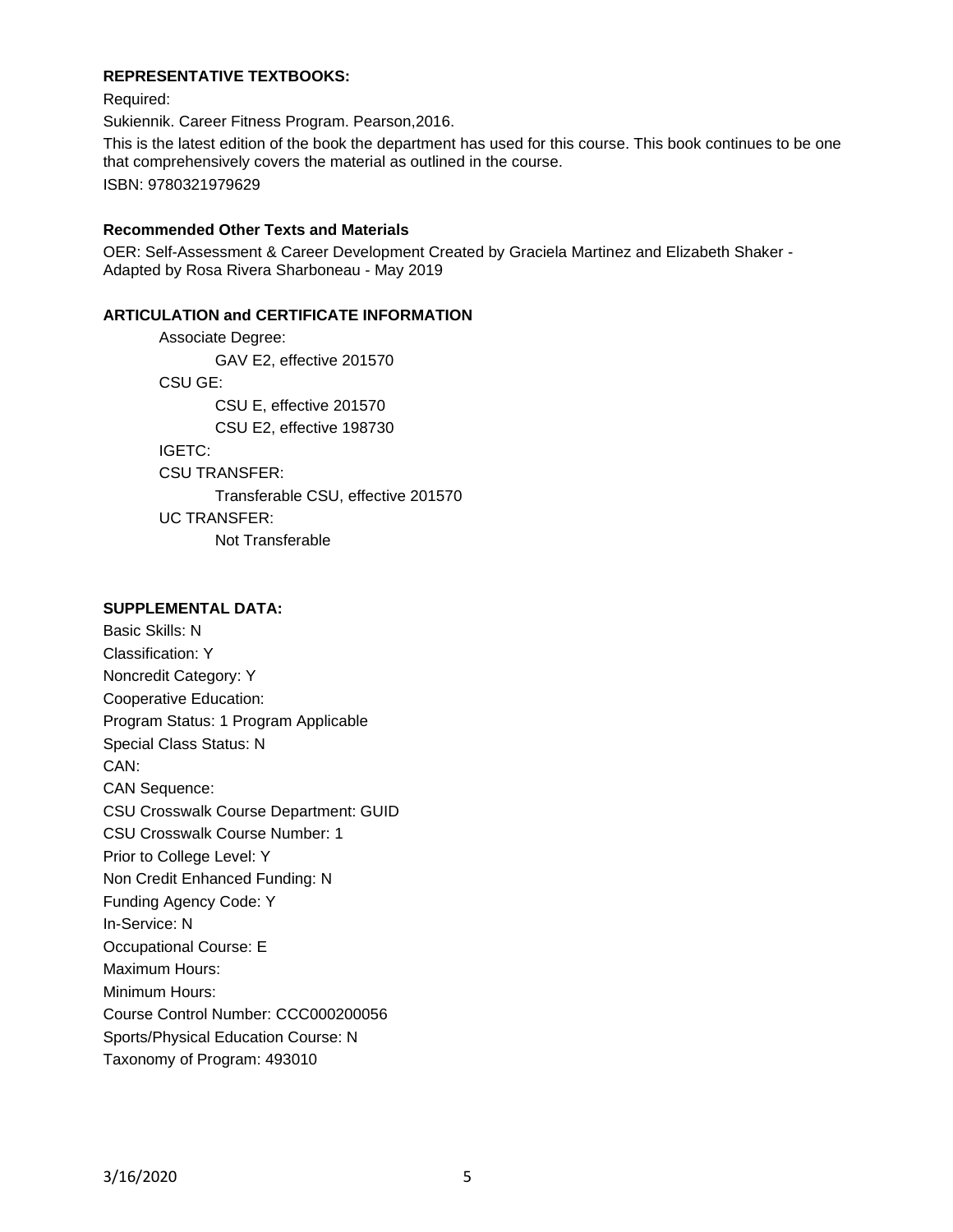### REPRESENTATIVE TEXTBOOKS:

Required:

Sukiennik. Career Fitness Program. Pearson,2016.

This is the latest edition of the book the department has used for this course. This book continues to be one that comprehensively covers the material as outlined in the course.

ISBN: 9780321979629

#### Recommended Other Texts and Materials

OER: Self-Assessment & Career Development Created by Graciela Martinez and Elizabeth Shaker - Adapted by Rosa Rivera Sharboneau - May 2019

### ARTICULATION and CERTIFICATE INFORMATION

- Associate Degree:
  - GAV E2, effective 201570
- CSU GE:
  - CSU E, effective 201570
  - CSU E2, effective 198730
- IGETC:
- CSU TRANSFER:
  - Transferable CSU, effective 201570
- UC TRANSFER:
  - Not Transferable

### SUPPLEMENTAL DATA:

Basic Skills: N
Classification: Y
Noncredit Category: Y
Cooperative Education:
Program Status: 1 Program Applicable
Special Class Status: N
CAN:
CAN Sequence:
CSU Crosswalk Course Department: GUID
CSU Crosswalk Course Number: 1
Prior to College Level: Y
Non Credit Enhanced Funding: N
Funding Agency Code: Y
In-Service: N
Occupational Course: E
Maximum Hours:
Minimum Hours:
Course Control Number: CCC000200056
Sports/Physical Education Course: N
Taxonomy of Program: 493010